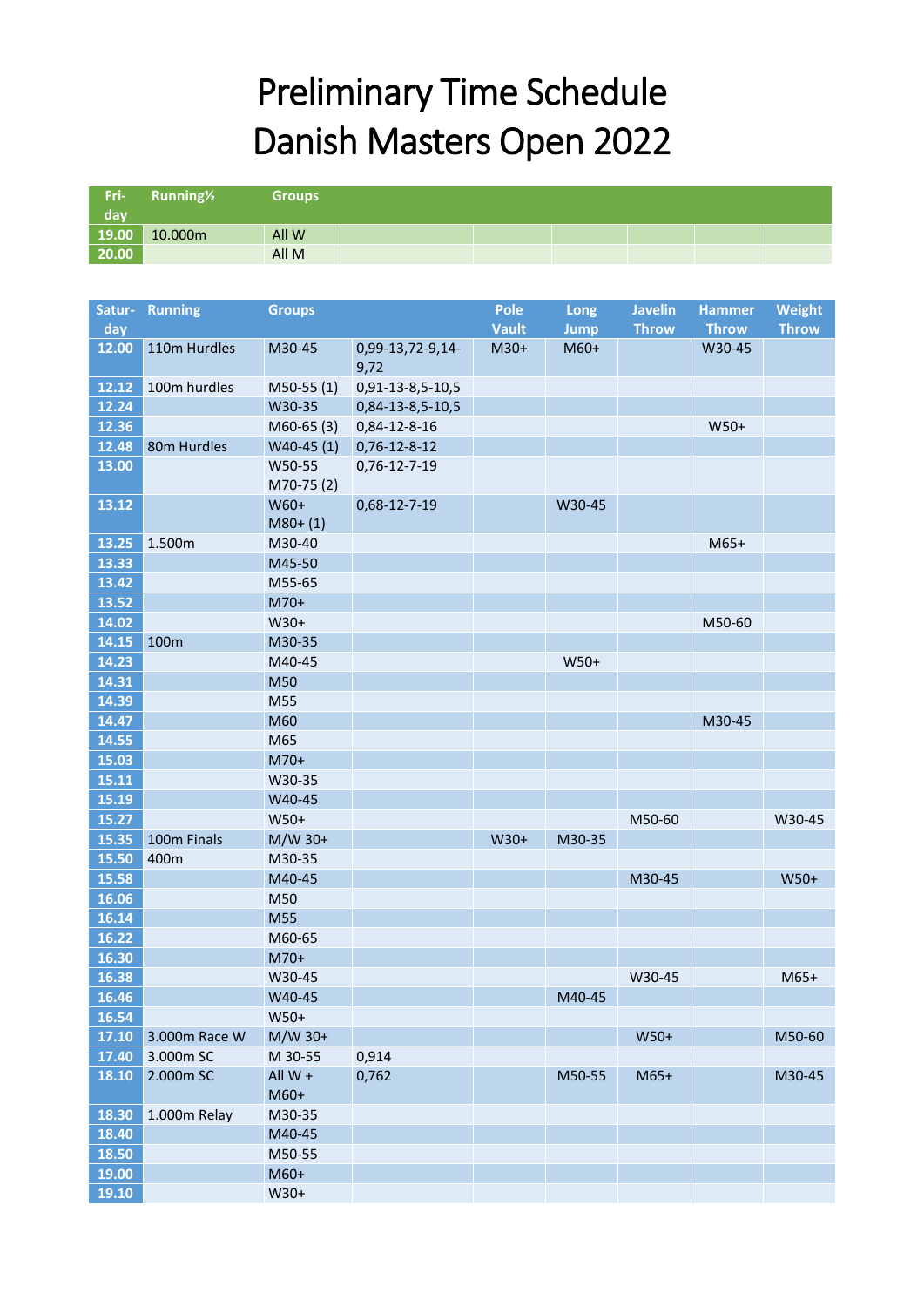# Preliminary Time Schedule
# Danish Masters Open 2022

| Fri-day | Running½ | Groups | | | | | | |
|---|---|---|---|---|---|---|---|---|
| 19.00 | 10.000m | All W | | | | | | |
| 20.00 | | All M | | | | | | |

| Satur-day | Running | Groups | | Pole Vault | Long Jump | Javelin Throw | Hammer Throw | Weight Throw |
|---|---|---|---|---|---|---|---|---|
| 12.00 | 110m Hurdles | M30-45 | 0,99-13,72-9,14-9,72 | M30+ | M60+ | | W30-45 | |
| 12.12 | 100m hurdles | M50-55 (1) | 0,91-13-8,5-10,5 | | | | | |
| 12.24 | | W30-35 | 0,84-13-8,5-10,5 | | | | | |
| 12.36 | | M60-65 (3) | 0,84-12-8-16 | | | | W50+ | |
| 12.48 | 80m Hurdles | W40-45 (1) | 0,76-12-8-12 | | | | | |
| 13.00 | | W50-55 M70-75 (2) | 0,76-12-7-19 | | | | | |
| 13.12 | | W60+ M80+ (1) | 0,68-12-7-19 | | W30-45 | | | |
| 13.25 | 1.500m | M30-40 | | | | | M65+ | |
| 13.33 | | M45-50 | | | | | | |
| 13.42 | | M55-65 | | | | | | |
| 13.52 | | M70+ | | | | | | |
| 14.02 | | W30+ | | | | | M50-60 | |
| 14.15 | 100m | M30-35 | | | | | | |
| 14.23 | | M40-45 | | | W50+ | | | |
| 14.31 | | M50 | | | | | | |
| 14.39 | | M55 | | | | | | |
| 14.47 | | M60 | | | | | M30-45 | |
| 14.55 | | M65 | | | | | | |
| 15.03 | | M70+ | | | | | | |
| 15.11 | | W30-35 | | | | | | |
| 15.19 | | W40-45 | | | | | | |
| 15.27 | | W50+ | | | | M50-60 | | W30-45 |
| 15.35 | 100m Finals | M/W 30+ | | W30+ | M30-35 | | | |
| 15.50 | 400m | M30-35 | | | | | | |
| 15.58 | | M40-45 | | | | M30-45 | | W50+ |
| 16.06 | | M50 | | | | | | |
| 16.14 | | M55 | | | | | | |
| 16.22 | | M60-65 | | | | | | |
| 16.30 | | M70+ | | | | | | |
| 16.38 | | W30-45 | | | | W30-45 | | M65+ |
| 16.46 | | W40-45 | | | M40-45 | | | |
| 16.54 | | W50+ | | | | | | |
| 17.10 | 3.000m Race W | M/W 30+ | | | | W50+ | | M50-60 |
| 17.40 | 3.000m SC | M 30-55 | 0,914 | | | | | |
| 18.10 | 2.000m SC | All W + M60+ | 0,762 | | M50-55 | M65+ | | M30-45 |
| 18.30 | 1.000m Relay | M30-35 | | | | | | |
| 18.40 | | M40-45 | | | | | | |
| 18.50 | | M50-55 | | | | | | |
| 19.00 | | M60+ | | | | | | |
| 19.10 | | W30+ | | | | | | |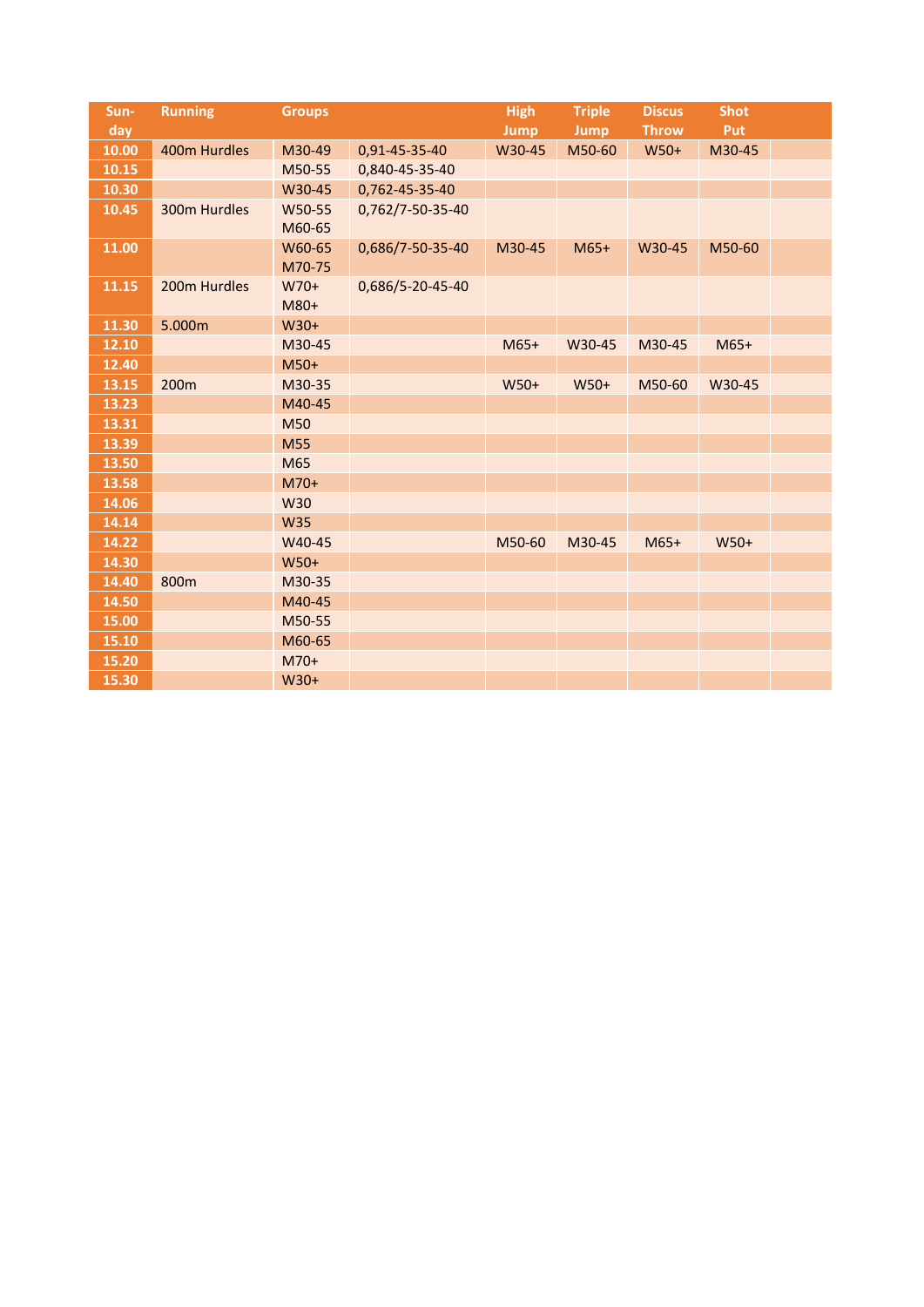| Sun-day | Running | Groups | | High Jump | Triple Jump | Discus Throw | Shot Put | |
|---|---|---|---|---|---|---|---|---|
| 10.00 | 400m Hurdles | M30-49 | 0,91-45-35-40 | W30-45 | M50-60 | W50+ | M30-45 | |
| 10.15 | | M50-55 | 0,840-45-35-40 | | | | | |
| 10.30 | | W30-45 | 0,762-45-35-40 | | | | | |
| 10.45 | 300m Hurdles | W50-55 M60-65 | 0,762/7-50-35-40 | | | | | |
| 11.00 | | W60-65 M70-75 | 0,686/7-50-35-40 | M30-45 | M65+ | W30-45 | M50-60 | |
| 11.15 | 200m Hurdles | W70+ M80+ | 0,686/5-20-45-40 | | | | | |
| 11.30 | 5.000m | W30+ | | | | | | |
| 12.10 | | M30-45 | | M65+ | W30-45 | M30-45 | M65+ | |
| 12.40 | | M50+ | | | | | | |
| 13.15 | 200m | M30-35 | | W50+ | W50+ | M50-60 | W30-45 | |
| 13.23 | | M40-45 | | | | | | |
| 13.31 | | M50 | | | | | | |
| 13.39 | | M55 | | | | | | |
| 13.50 | | M65 | | | | | | |
| 13.58 | | M70+ | | | | | | |
| 14.06 | | W30 | | | | | | |
| 14.14 | | W35 | | | | | | |
| 14.22 | | W40-45 | | M50-60 | M30-45 | M65+ | W50+ | |
| 14.30 | | W50+ | | | | | | |
| 14.40 | 800m | M30-35 | | | | | | |
| 14.50 | | M40-45 | | | | | | |
| 15.00 | | M50-55 | | | | | | |
| 15.10 | | M60-65 | | | | | | |
| 15.20 | | M70+ | | | | | | |
| 15.30 | | W30+ | | | | | | |